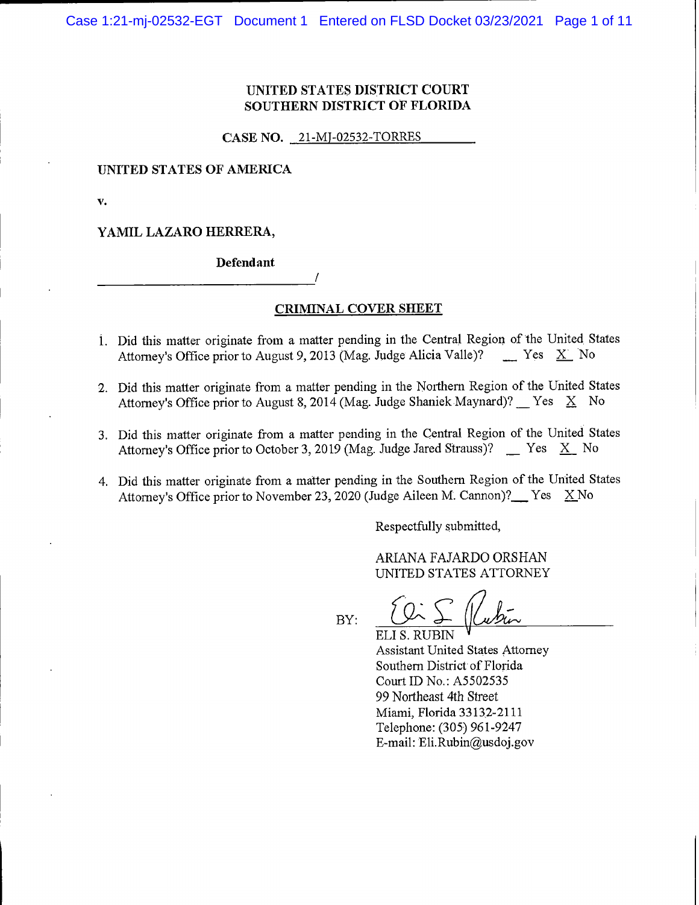**UNITED STATES DISTRICT COURT**
**SOUTHERN DISTRICT OF FLORIDA**

**CASE NO.** 21-MJ-02532-TORRES

**UNITED STATES OF AMERICA**

**v.**

**YAMIL LAZARO HERRERA,**

**Defendant**

_______________________________/

**CRIMINAL COVER SHEET**

1. Did this matter originate from a matter pending in the Central Region of the United States Attorney's Office prior to August 9, 2013 (Mag. Judge Alicia Valle)? __ Yes X No

2. Did this matter originate from a matter pending in the Northern Region of the United States Attorney's Office prior to August 8, 2014 (Mag. Judge Shaniek Maynard)? __ Yes X No

3. Did this matter originate from a matter pending in the Central Region of the United States Attorney's Office prior to October 3, 2019 (Mag. Judge Jared Strauss)? __ Yes X No

4. Did this matter originate from a matter pending in the Southern Region of the United States Attorney's Office prior to November 23, 2020 (Judge Aileen M. Cannon)? __ Yes X No

Respectfully submitted,

ARIANA FAJARDO ORSHAN
UNITED STATES ATTORNEY

BY: ______________________________
ELI S. RUBIN
Assistant United States Attorney
Southern District of Florida
Court ID No.: A5502535
99 Northeast 4th Street
Miami, Florida 33132-2111
Telephone: (305) 961-9247
E-mail: Eli.Rubin@usdoj.gov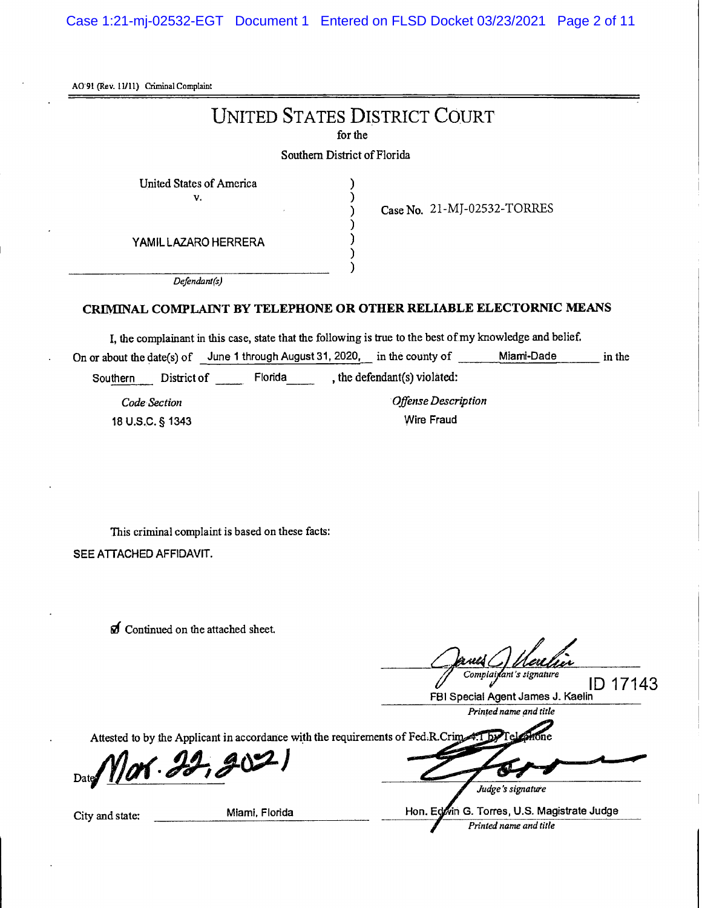AO 91 (Rev. 11/11) Criminal Complaint

# UNITED STATES DISTRICT COURT

for the

Southern District of Florida

United States of America
v.

YAMIL LAZARO HERRERA

*Defendant(s)*

Case No. 21-MJ-02532-TORRES

## CRIMINAL COMPLAINT BY TELEPHONE OR OTHER RELIABLE ELECTORNIC MEANS

I, the complainant in this case, state that the following is true to the best of my knowledge and belief.

On or about the date(s) of June 1 through August 31, 2020, in the county of Miami-Dade in the Southern District of Florida, the defendant(s) violated:

| *Code Section* | *Offense Description* |
|---|---|
| 18 U.S.C. § 1343 | Wire Fraud |

This criminal complaint is based on these facts:

SEE ATTACHED AFFIDAVIT.

☑ Continued on the attached sheet.

*Complainant's signature*

ID 17143

FBI Special Agent James J. Kaelin

*Printed name and title*

Attested to by the Applicant in accordance with the requirements of Fed.R.Crim.P. 4.1 by Telephone

Date: Mar. 22, 2021

*Judge's signature*

City and state: Miami, Florida

Hon. Edwin G. Torres, U.S. Magistrate Judge

*Printed name and title*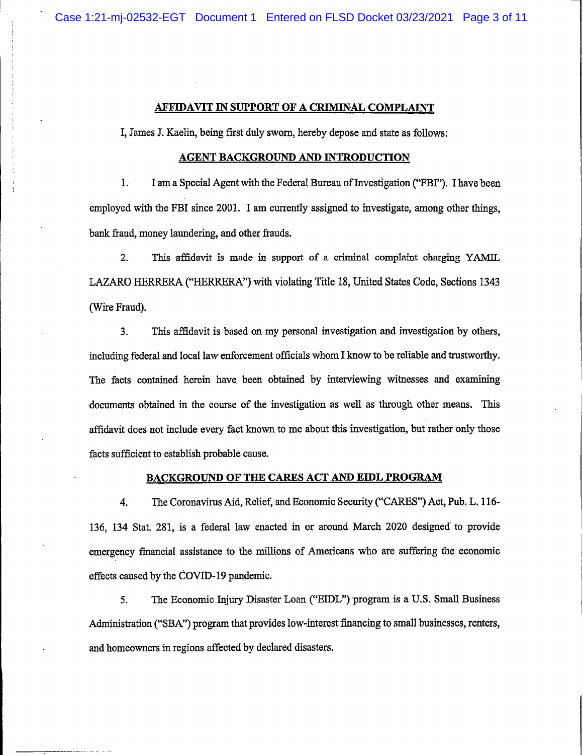## AFFIDAVIT IN SUPPORT OF A CRIMINAL COMPLAINT

I, James J. Kaelin, being first duly sworn, hereby depose and state as follows:

### AGENT BACKGROUND AND INTRODUCTION

1. I am a Special Agent with the Federal Bureau of Investigation ("FBI"). I have been employed with the FBI since 2001. I am currently assigned to investigate, among other things, bank fraud, money laundering, and other frauds.

2. This affidavit is made in support of a criminal complaint charging YAMIL LAZARO HERRERA ("HERRERA") with violating Title 18, United States Code, Sections 1343 (Wire Fraud).

3. This affidavit is based on my personal investigation and investigation by others, including federal and local law enforcement officials whom I know to be reliable and trustworthy. The facts contained herein have been obtained by interviewing witnesses and examining documents obtained in the course of the investigation as well as through other means. This affidavit does not include every fact known to me about this investigation, but rather only those facts sufficient to establish probable cause.

### BACKGROUND OF THE CARES ACT AND EIDL PROGRAM

4. The Coronavirus Aid, Relief, and Economic Security ("CARES") Act, Pub. L. 116-136, 134 Stat. 281, is a federal law enacted in or around March 2020 designed to provide emergency financial assistance to the millions of Americans who are suffering the economic effects caused by the COVID-19 pandemic.

5. The Economic Injury Disaster Loan ("EIDL") program is a U.S. Small Business Administration ("SBA") program that provides low-interest financing to small businesses, renters, and homeowners in regions affected by declared disasters.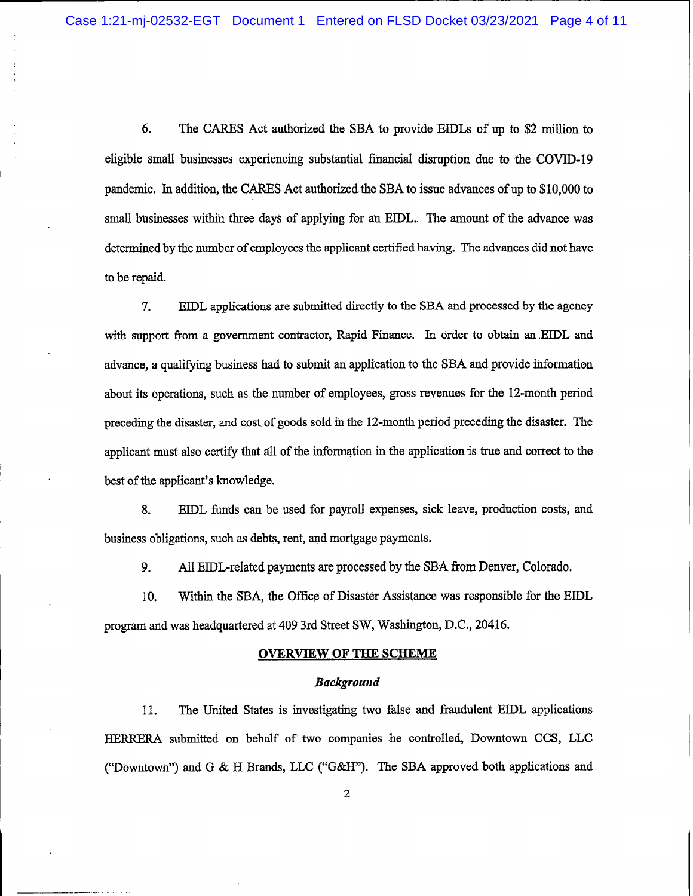6. The CARES Act authorized the SBA to provide EIDLs of up to $2 million to eligible small businesses experiencing substantial financial disruption due to the COVID-19 pandemic. In addition, the CARES Act authorized the SBA to issue advances of up to $10,000 to small businesses within three days of applying for an EIDL. The amount of the advance was determined by the number of employees the applicant certified having. The advances did not have to be repaid.

7. EIDL applications are submitted directly to the SBA and processed by the agency with support from a government contractor, Rapid Finance. In order to obtain an EIDL and advance, a qualifying business had to submit an application to the SBA and provide information about its operations, such as the number of employees, gross revenues for the 12-month period preceding the disaster, and cost of goods sold in the 12-month period preceding the disaster. The applicant must also certify that all of the information in the application is true and correct to the best of the applicant's knowledge.

8. EIDL funds can be used for payroll expenses, sick leave, production costs, and business obligations, such as debts, rent, and mortgage payments.

9. All EIDL-related payments are processed by the SBA from Denver, Colorado.

10. Within the SBA, the Office of Disaster Assistance was responsible for the EIDL program and was headquartered at 409 3rd Street SW, Washington, D.C., 20416.

## OVERVIEW OF THE SCHEME

### *Background*

11. The United States is investigating two false and fraudulent EIDL applications HERRERA submitted on behalf of two companies he controlled, Downtown CCS, LLC ("Downtown") and G & H Brands, LLC ("G&H"). The SBA approved both applications and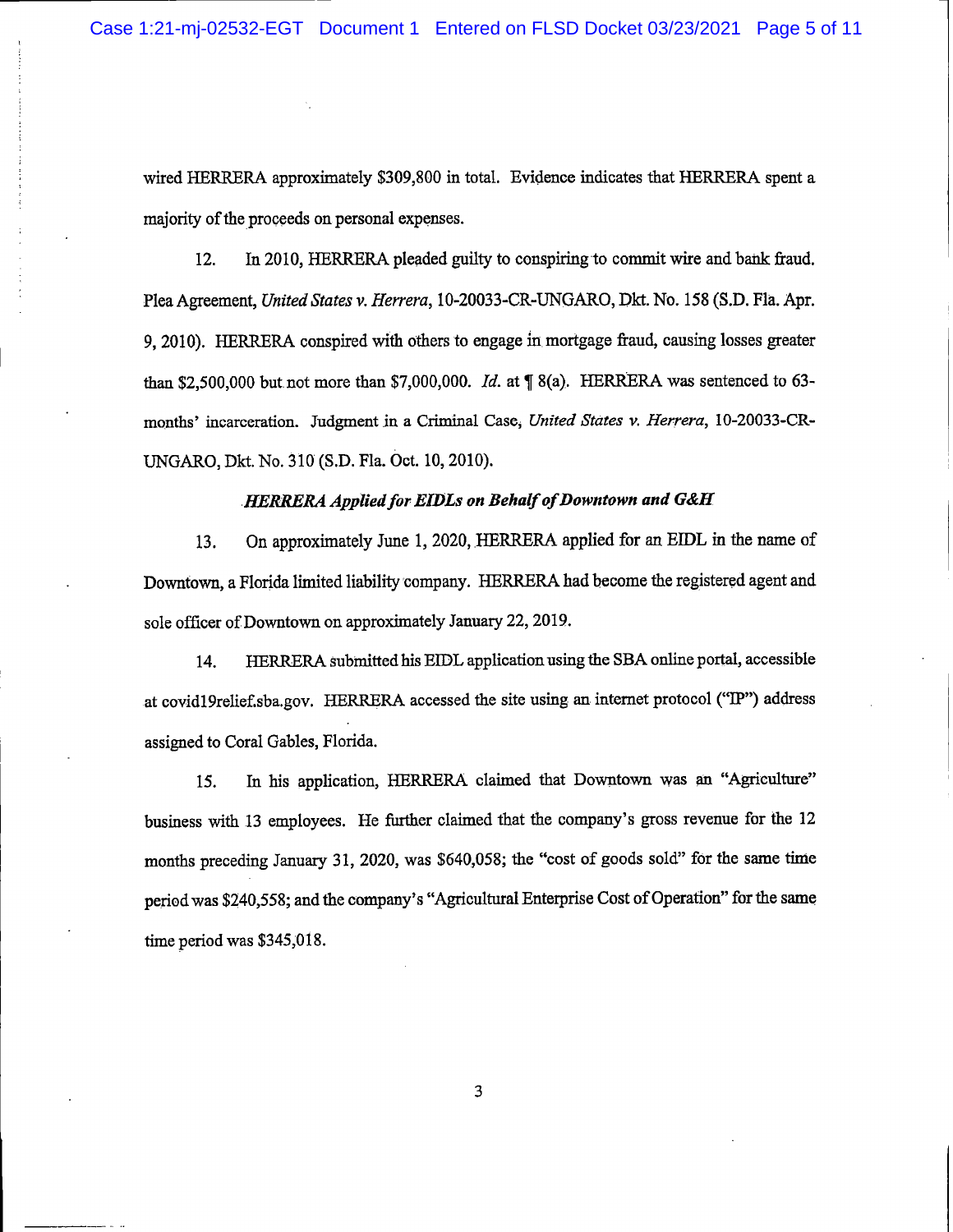wired HERRERA approximately $309,800 in total. Evidence indicates that HERRERA spent a majority of the proceeds on personal expenses.

12. In 2010, HERRERA pleaded guilty to conspiring to commit wire and bank fraud. Plea Agreement, *United States v. Herrera*, 10-20033-CR-UNGARO, Dkt. No. 158 (S.D. Fla. Apr. 9, 2010). HERRERA conspired with others to engage in mortgage fraud, causing losses greater than $2,500,000 but not more than $7,000,000. *Id.* at ¶ 8(a). HERRERA was sentenced to 63-months' incarceration. Judgment in a Criminal Case, *United States v. Herrera*, 10-20033-CR-UNGARO, Dkt. No. 310 (S.D. Fla. Oct. 10, 2010).

*HERRERA Applied for EIDLs on Behalf of Downtown and G&H*

13. On approximately June 1, 2020, HERRERA applied for an EIDL in the name of Downtown, a Florida limited liability company. HERRERA had become the registered agent and sole officer of Downtown on approximately January 22, 2019.

14. HERRERA submitted his EIDL application using the SBA online portal, accessible at covid19relief.sba.gov. HERRERA accessed the site using an internet protocol ("IP") address assigned to Coral Gables, Florida.

15. In his application, HERRERA claimed that Downtown was an "Agriculture" business with 13 employees. He further claimed that the company's gross revenue for the 12 months preceding January 31, 2020, was $640,058; the "cost of goods sold" for the same time period was $240,558; and the company's "Agricultural Enterprise Cost of Operation" for the same time period was $345,018.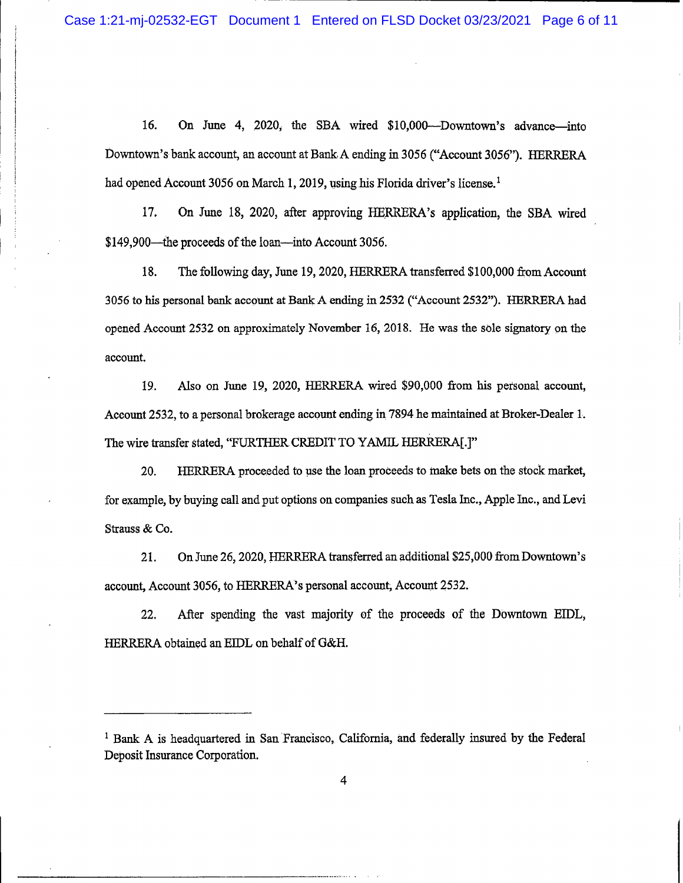16. On June 4, 2020, the SBA wired $10,000—Downtown's advance—into Downtown's bank account, an account at Bank A ending in 3056 ("Account 3056"). HERRERA had opened Account 3056 on March 1, 2019, using his Florida driver's license.[1]

17. On June 18, 2020, after approving HERRERA's application, the SBA wired $149,900—the proceeds of the loan—into Account 3056.

18. The following day, June 19, 2020, HERRERA transferred $100,000 from Account 3056 to his personal bank account at Bank A ending in 2532 ("Account 2532"). HERRERA had opened Account 2532 on approximately November 16, 2018. He was the sole signatory on the account.

19. Also on June 19, 2020, HERRERA wired $90,000 from his personal account, Account 2532, to a personal brokerage account ending in 7894 he maintained at Broker-Dealer 1. The wire transfer stated, "FURTHER CREDIT TO YAMIL HERRERA[.]"

20. HERRERA proceeded to use the loan proceeds to make bets on the stock market, for example, by buying call and put options on companies such as Tesla Inc., Apple Inc., and Levi Strauss & Co.

21. On June 26, 2020, HERRERA transferred an additional $25,000 from Downtown's account, Account 3056, to HERRERA's personal account, Account 2532.

22. After spending the vast majority of the proceeds of the Downtown EIDL, HERRERA obtained an EIDL on behalf of G&H.

---

[1] Bank A is headquartered in San Francisco, California, and federally insured by the Federal Deposit Insurance Corporation.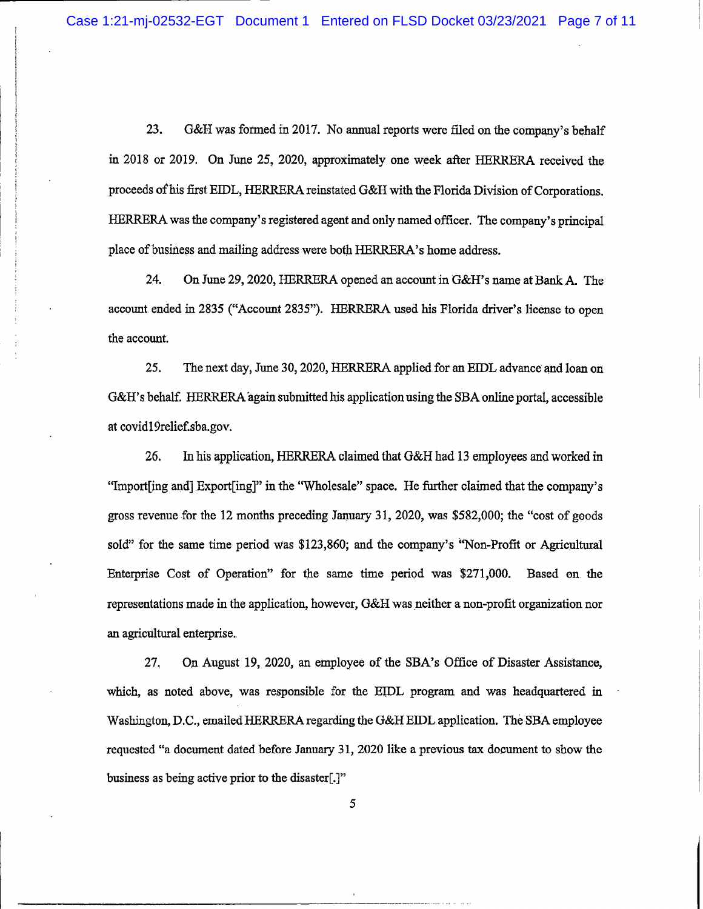23. G&H was formed in 2017. No annual reports were filed on the company's behalf in 2018 or 2019. On June 25, 2020, approximately one week after HERRERA received the proceeds of his first EIDL, HERRERA reinstated G&H with the Florida Division of Corporations. HERRERA was the company's registered agent and only named officer. The company's principal place of business and mailing address were both HERRERA's home address.

24. On June 29, 2020, HERRERA opened an account in G&H's name at Bank A. The account ended in 2835 ("Account 2835"). HERRERA used his Florida driver's license to open the account.

25. The next day, June 30, 2020, HERRERA applied for an EIDL advance and loan on G&H's behalf. HERRERA again submitted his application using the SBA online portal, accessible at covid19relief.sba.gov.

26. In his application, HERRERA claimed that G&H had 13 employees and worked in "Import[ing and] Export[ing]" in the "Wholesale" space. He further claimed that the company's gross revenue for the 12 months preceding January 31, 2020, was $582,000; the "cost of goods sold" for the same time period was $123,860; and the company's "Non-Profit or Agricultural Enterprise Cost of Operation" for the same time period was $271,000. Based on the representations made in the application, however, G&H was neither a non-profit organization nor an agricultural enterprise.

27. On August 19, 2020, an employee of the SBA's Office of Disaster Assistance, which, as noted above, was responsible for the EIDL program and was headquartered in Washington, D.C., emailed HERRERA regarding the G&H EIDL application. The SBA employee requested "a document dated before January 31, 2020 like a previous tax document to show the business as being active prior to the disaster[.]"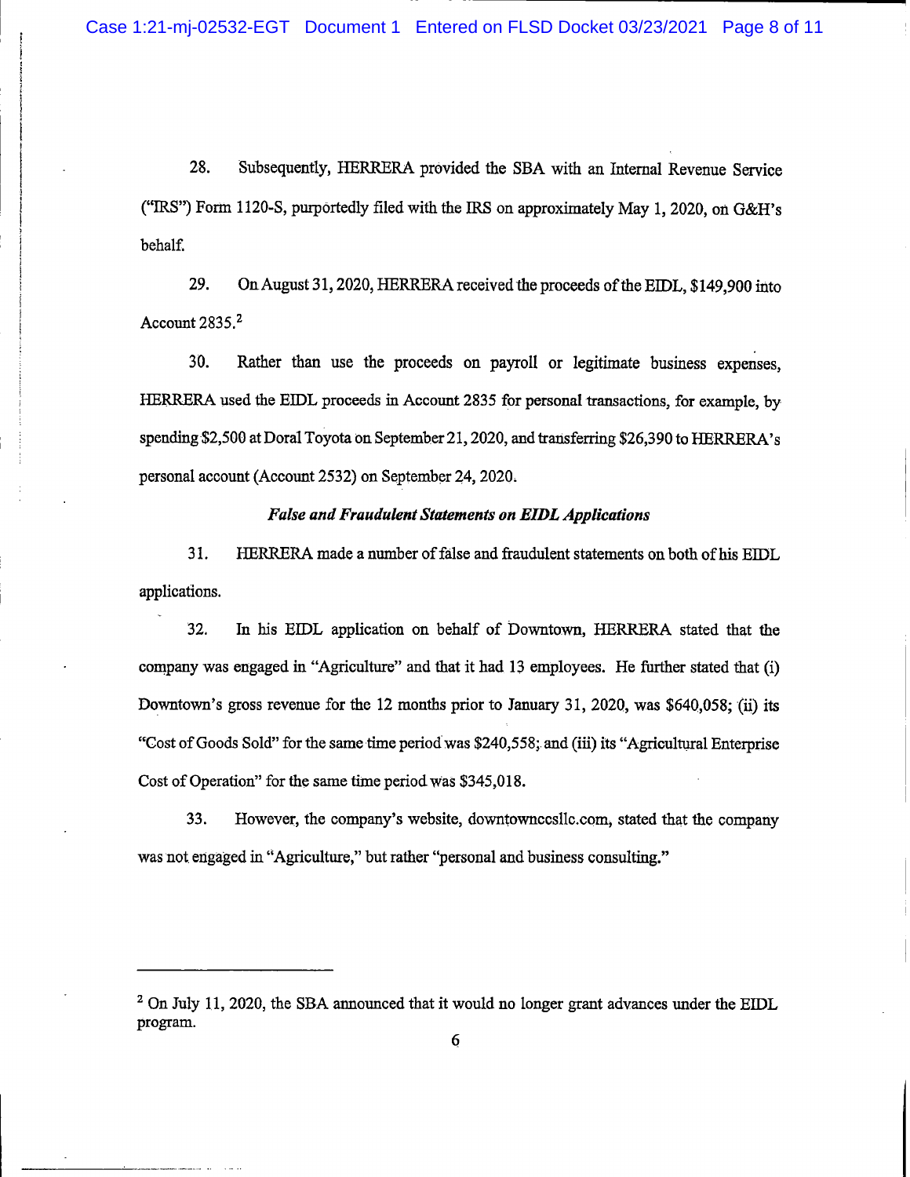28. Subsequently, HERRERA provided the SBA with an Internal Revenue Service ("IRS") Form 1120-S, purportedly filed with the IRS on approximately May 1, 2020, on G&H's behalf.

29. On August 31, 2020, HERRERA received the proceeds of the EIDL, $149,900 into Account 2835.[2]

30. Rather than use the proceeds on payroll or legitimate business expenses, HERRERA used the EIDL proceeds in Account 2835 for personal transactions, for example, by spending $2,500 at Doral Toyota on September 21, 2020, and transferring $26,390 to HERRERA's personal account (Account 2532) on September 24, 2020.

### *False and Fraudulent Statements on EIDL Applications*

31. HERRERA made a number of false and fraudulent statements on both of his EIDL applications.

32. In his EIDL application on behalf of Downtown, HERRERA stated that the company was engaged in "Agriculture" and that it had 13 employees. He further stated that (i) Downtown's gross revenue for the 12 months prior to January 31, 2020, was $640,058; (ii) its "Cost of Goods Sold" for the same time period was $240,558; and (iii) its "Agricultural Enterprise Cost of Operation" for the same time period was $345,018.

33. However, the company's website, downtownccsllc.com, stated that the company was not engaged in "Agriculture," but rather "personal and business consulting."

---

[2] On July 11, 2020, the SBA announced that it would no longer grant advances under the EIDL program.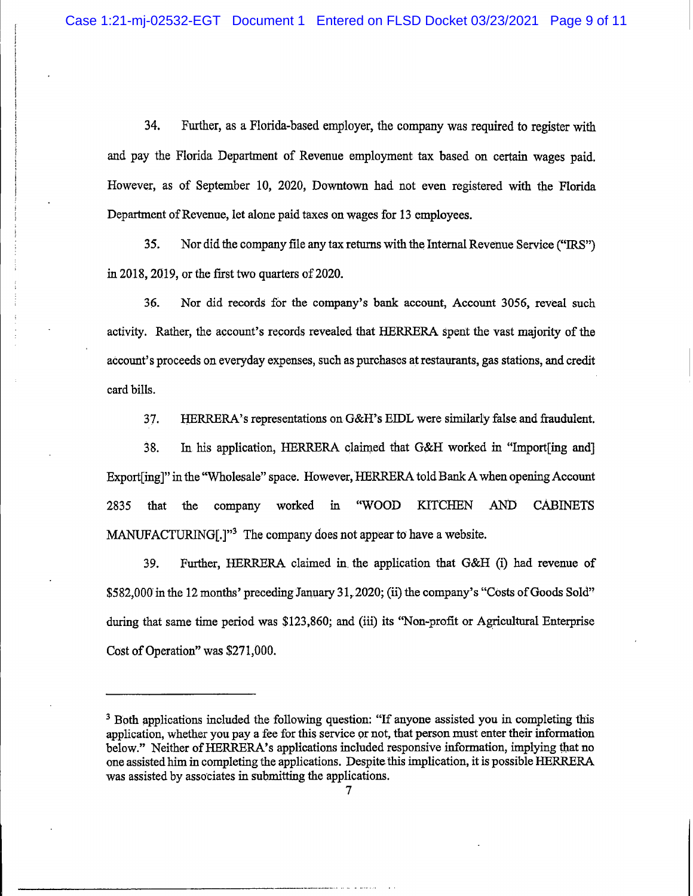34. Further, as a Florida-based employer, the company was required to register with and pay the Florida Department of Revenue employment tax based on certain wages paid. However, as of September 10, 2020, Downtown had not even registered with the Florida Department of Revenue, let alone paid taxes on wages for 13 employees.

35. Nor did the company file any tax returns with the Internal Revenue Service ("IRS") in 2018, 2019, or the first two quarters of 2020.

36. Nor did records for the company's bank account, Account 3056, reveal such activity. Rather, the account's records revealed that HERRERA spent the vast majority of the account's proceeds on everyday expenses, such as purchases at restaurants, gas stations, and credit card bills.

37. HERRERA's representations on G&H's EIDL were similarly false and fraudulent.

38. In his application, HERRERA claimed that G&H worked in "Import[ing and] Export[ing]" in the "Wholesale" space. However, HERRERA told Bank A when opening Account 2835 that the company worked in "WOOD KITCHEN AND CABINETS MANUFACTURING[.]"[3] The company does not appear to have a website.

39. Further, HERRERA claimed in the application that G&H (i) had revenue of $582,000 in the 12 months' preceding January 31, 2020; (ii) the company's "Costs of Goods Sold" during that same time period was $123,860; and (iii) its "Non-profit or Agricultural Enterprise Cost of Operation" was $271,000.

---

[3] Both applications included the following question: "If anyone assisted you in completing this application, whether you pay a fee for this service or not, that person must enter their information below." Neither of HERRERA's applications included responsive information, implying that no one assisted him in completing the applications. Despite this implication, it is possible HERRERA was assisted by associates in submitting the applications.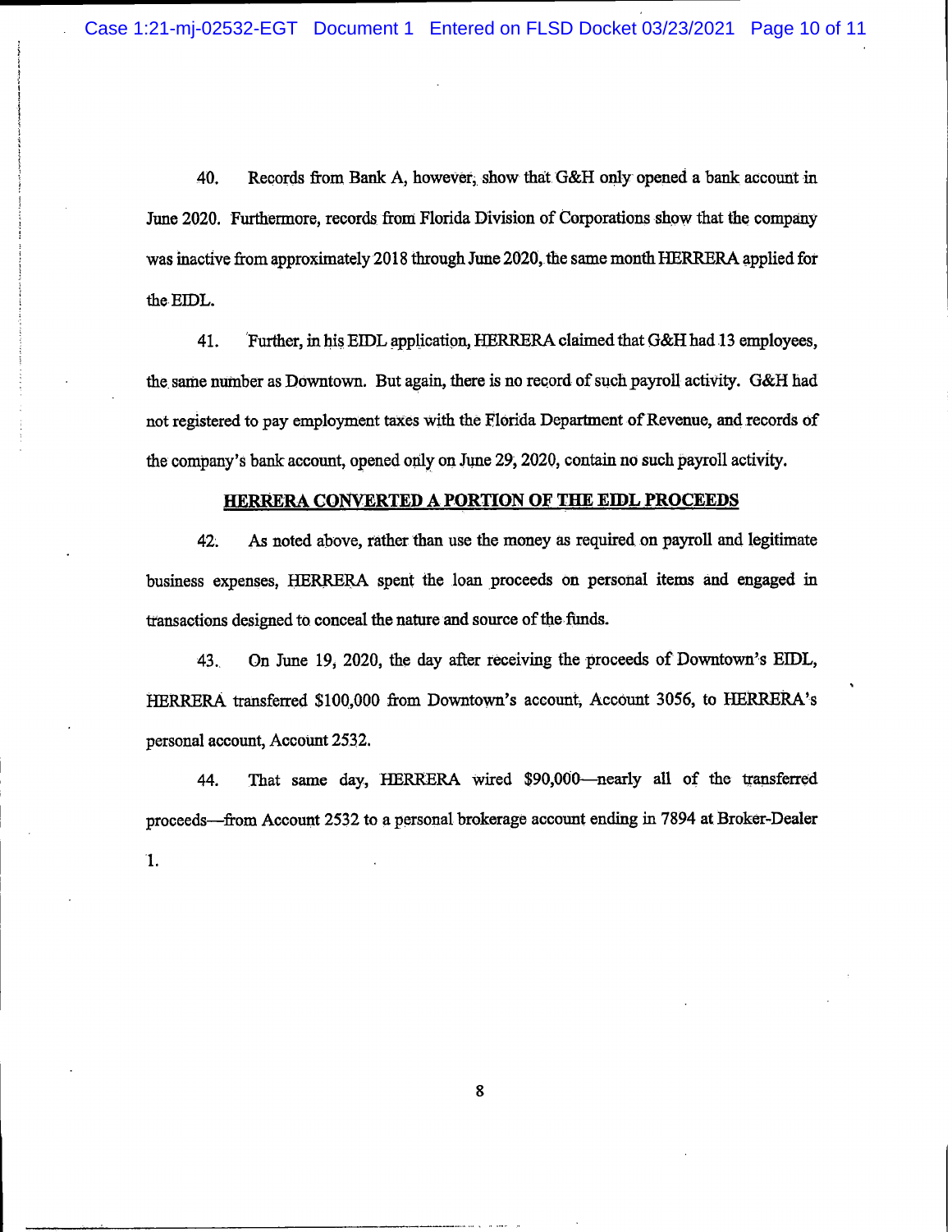40. Records from Bank A, however, show that G&H only opened a bank account in June 2020. Furthermore, records from Florida Division of Corporations show that the company was inactive from approximately 2018 through June 2020, the same month HERRERA applied for the EIDL.

41. Further, in his EIDL application, HERRERA claimed that G&H had 13 employees, the same number as Downtown. But again, there is no record of such payroll activity. G&H had not registered to pay employment taxes with the Florida Department of Revenue, and records of the company's bank account, opened only on June 29, 2020, contain no such payroll activity.

**HERRERA CONVERTED A PORTION OF THE EIDL PROCEEDS**

42. As noted above, rather than use the money as required on payroll and legitimate business expenses, HERRERA spent the loan proceeds on personal items and engaged in transactions designed to conceal the nature and source of the funds.

43. On June 19, 2020, the day after receiving the proceeds of Downtown's EIDL, HERRERA transferred $100,000 from Downtown's account, Account 3056, to HERRERA's personal account, Account 2532.

44. That same day, HERRERA wired $90,000—nearly all of the transferred proceeds—from Account 2532 to a personal brokerage account ending in 7894 at Broker-Dealer 1.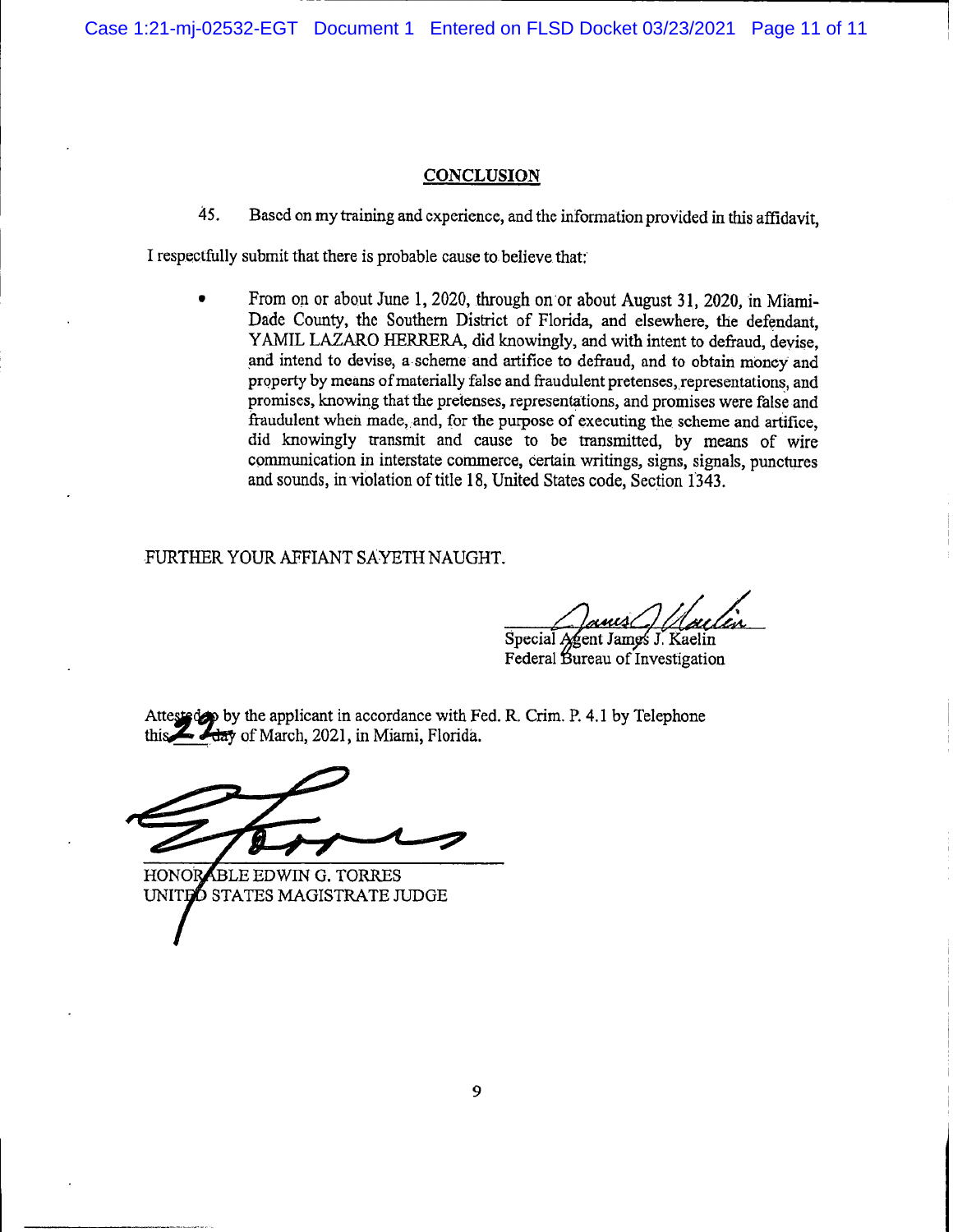## CONCLUSION

45. Based on my training and experience, and the information provided in this affidavit, I respectfully submit that there is probable cause to believe that:

- From on or about June 1, 2020, through on or about August 31, 2020, in Miami-Dade County, the Southern District of Florida, and elsewhere, the defendant, YAMIL LAZARO HERRERA, did knowingly, and with intent to defraud, devise, and intend to devise, a scheme and artifice to defraud, and to obtain money and property by means of materially false and fraudulent pretenses, representations, and promises, knowing that the pretenses, representations, and promises were false and fraudulent when made, and, for the purpose of executing the scheme and artifice, did knowingly transmit and cause to be transmitted, by means of wire communication in interstate commerce, certain writings, signs, signals, punctures and sounds, in violation of title 18, United States code, Section 1343.

FURTHER YOUR AFFIANT SAYETH NAUGHT.

Special Agent James J. Kaelin
Federal Bureau of Investigation

Attested to by the applicant in accordance with Fed. R. Crim. P. 4.1 by Telephone this 22 day of March, 2021, in Miami, Florida.

HONORABLE EDWIN G. TORRES
UNITED STATES MAGISTRATE JUDGE